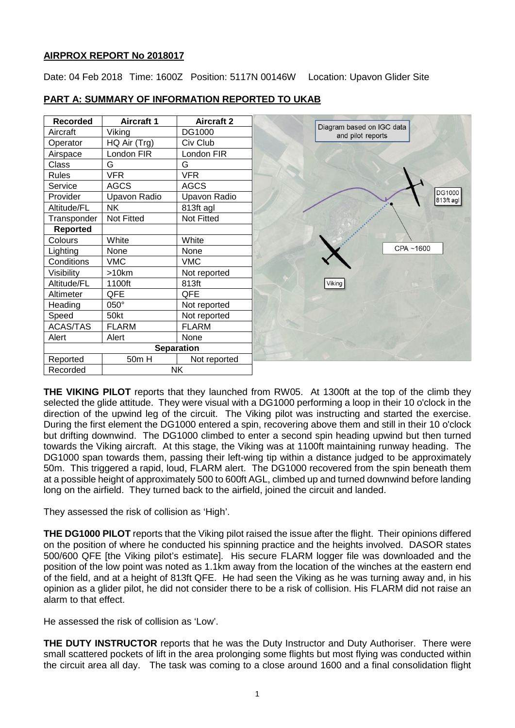**AIRPROX REPORT No 2018017**

Date: 04 Feb 2018 Time: 1600Z Position: 5117N 00146W Location: Upavon Glider Site

## PART A: SUMMARY OF INFORMATION REPORTED TO UKAB

| Recorded | Aircraft 1 | Aircraft 2 |
|---|---|---|
| Aircraft | Viking | DG1000 |
| Operator | HQ Air (Trg) | Civ Club |
| Airspace | London FIR | London FIR |
| Class | G | G |
| Rules | VFR | VFR |
| Service | AGCS | AGCS |
| Provider | Upavon Radio | Upavon Radio |
| Altitude/FL | NK | 813ft agl |
| Transponder | Not Fitted | Not Fitted |
| **Reported** | | |
| Colours | White | White |
| Lighting | None | None |
| Conditions | VMC | VMC |
| Visibility | >10km | Not reported |
| Altitude/FL | 1100ft | 813ft |
| Altimeter | QFE | QFE |
| Heading | 050° | Not reported |
| Speed | 50kt | Not reported |
| ACAS/TAS | FLARM | FLARM |
| Alert | Alert | None |
| **Separation** | | |
| Reported | 50m H | Not reported |
| Recorded | NK | |

Diagram based on IGC data and pilot reports

DG1000 813ft agl

CPA ~1600

Viking

**THE VIKING PILOT** reports that they launched from RW05. At 1300ft at the top of the climb they selected the glide attitude. They were visual with a DG1000 performing a loop in their 10 o'clock in the direction of the upwind leg of the circuit. The Viking pilot was instructing and started the exercise. During the first element the DG1000 entered a spin, recovering above them and still in their 10 o'clock but drifting downwind. The DG1000 climbed to enter a second spin heading upwind but then turned towards the Viking aircraft. At this stage, the Viking was at 1100ft maintaining runway heading. The DG1000 span towards them, passing their left-wing tip within a distance judged to be approximately 50m. This triggered a rapid, loud, FLARM alert. The DG1000 recovered from the spin beneath them at a possible height of approximately 500 to 600ft AGL, climbed up and turned downwind before landing long on the airfield. They turned back to the airfield, joined the circuit and landed.

They assessed the risk of collision as 'High'.

**THE DG1000 PILOT** reports that the Viking pilot raised the issue after the flight. Their opinions differed on the position of where he conducted his spinning practice and the heights involved. DASOR states 500/600 QFE [the Viking pilot's estimate]. His secure FLARM logger file was downloaded and the position of the low point was noted as 1.1km away from the location of the winches at the eastern end of the field, and at a height of 813ft QFE. He had seen the Viking as he was turning away and, in his opinion as a glider pilot, he did not consider there to be a risk of collision. His FLARM did not raise an alarm to that effect.

He assessed the risk of collision as 'Low'.

**THE DUTY INSTRUCTOR** reports that he was the Duty Instructor and Duty Authoriser. There were small scattered pockets of lift in the area prolonging some flights but most flying was conducted within the circuit area all day. The task was coming to a close around 1600 and a final consolidation flight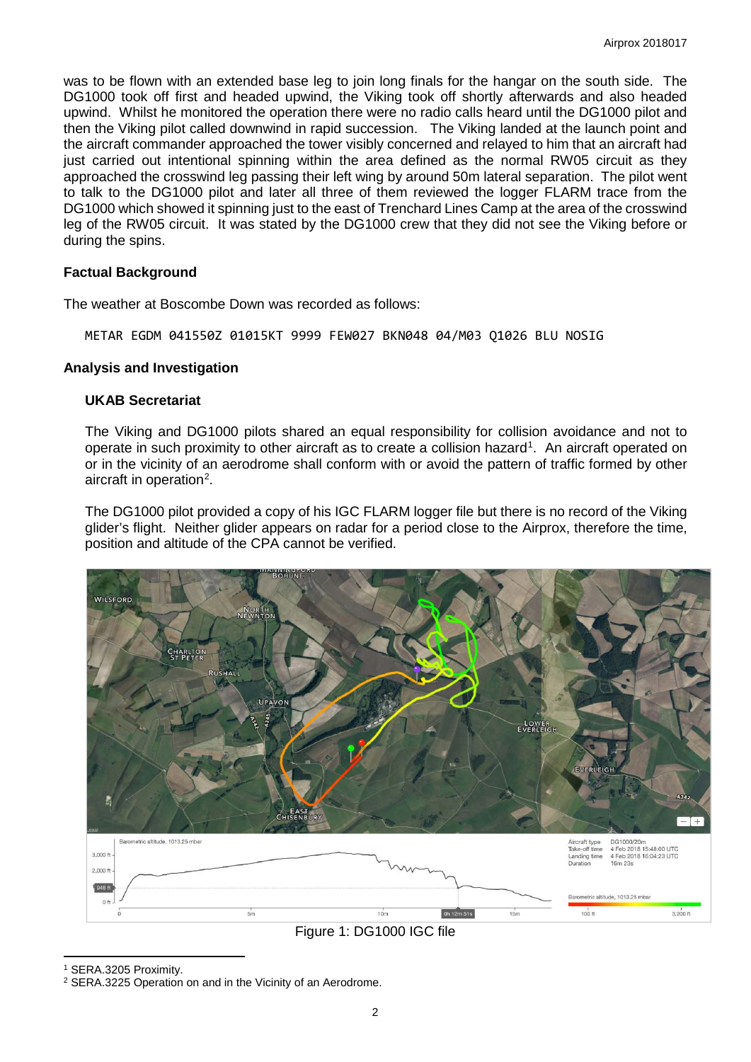was to be flown with an extended base leg to join long finals for the hangar on the south side. The DG1000 took off first and headed upwind, the Viking took off shortly afterwards and also headed upwind. Whilst he monitored the operation there were no radio calls heard until the DG1000 pilot and then the Viking pilot called downwind in rapid succession. The Viking landed at the launch point and the aircraft commander approached the tower visibly concerned and relayed to him that an aircraft had just carried out intentional spinning within the area defined as the normal RW05 circuit as they approached the crosswind leg passing their left wing by around 50m lateral separation. The pilot went to talk to the DG1000 pilot and later all three of them reviewed the logger FLARM trace from the DG1000 which showed it spinning just to the east of Trenchard Lines Camp at the area of the crosswind leg of the RW05 circuit. It was stated by the DG1000 crew that they did not see the Viking before or during the spins.

### Factual Background

The weather at Boscombe Down was recorded as follows:

```
METAR EGDM 041550Z 01015KT 9999 FEW027 BKN048 04/M03 Q1026 BLU NOSIG
```

### Analysis and Investigation

#### UKAB Secretariat

The Viking and DG1000 pilots shared an equal responsibility for collision avoidance and not to operate in such proximity to other aircraft as to create a collision hazard[1]. An aircraft operated on or in the vicinity of an aerodrome shall conform with or avoid the pattern of traffic formed by other aircraft in operation[2].

The DG1000 pilot provided a copy of his IGC FLARM logger file but there is no record of the Viking glider's flight. Neither glider appears on radar for a period close to the Airprox, therefore the time, position and altitude of the CPA cannot be verified.

Figure 1: DG1000 IGC file

---

[1] SERA.3205 Proximity.

[2] SERA.3225 Operation on and in the Vicinity of an Aerodrome.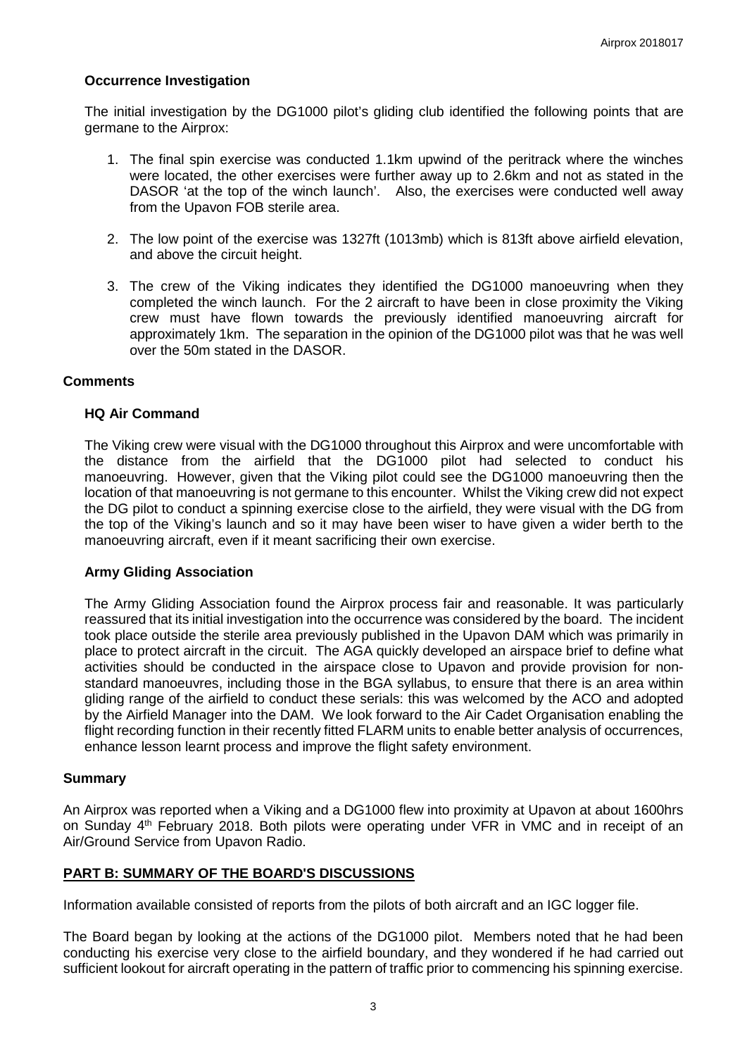### Occurrence Investigation

The initial investigation by the DG1000 pilot's gliding club identified the following points that are germane to the Airprox:

1. The final spin exercise was conducted 1.1km upwind of the peritrack where the winches were located, the other exercises were further away up to 2.6km and not as stated in the DASOR 'at the top of the winch launch'. Also, the exercises were conducted well away from the Upavon FOB sterile area.
2. The low point of the exercise was 1327ft (1013mb) which is 813ft above airfield elevation, and above the circuit height.
3. The crew of the Viking indicates they identified the DG1000 manoeuvring when they completed the winch launch. For the 2 aircraft to have been in close proximity the Viking crew must have flown towards the previously identified manoeuvring aircraft for approximately 1km. The separation in the opinion of the DG1000 pilot was that he was well over the 50m stated in the DASOR.

### Comments

#### HQ Air Command

The Viking crew were visual with the DG1000 throughout this Airprox and were uncomfortable with the distance from the airfield that the DG1000 pilot had selected to conduct his manoeuvring. However, given that the Viking pilot could see the DG1000 manoeuvring then the location of that manoeuvring is not germane to this encounter. Whilst the Viking crew did not expect the DG pilot to conduct a spinning exercise close to the airfield, they were visual with the DG from the top of the Viking's launch and so it may have been wiser to have given a wider berth to the manoeuvring aircraft, even if it meant sacrificing their own exercise.

#### Army Gliding Association

The Army Gliding Association found the Airprox process fair and reasonable. It was particularly reassured that its initial investigation into the occurrence was considered by the board. The incident took place outside the sterile area previously published in the Upavon DAM which was primarily in place to protect aircraft in the circuit. The AGA quickly developed an airspace brief to define what activities should be conducted in the airspace close to Upavon and provide provision for non-standard manoeuvres, including those in the BGA syllabus, to ensure that there is an area within gliding range of the airfield to conduct these serials: this was welcomed by the ACO and adopted by the Airfield Manager into the DAM. We look forward to the Air Cadet Organisation enabling the flight recording function in their recently fitted FLARM units to enable better analysis of occurrences, enhance lesson learnt process and improve the flight safety environment.

### Summary

An Airprox was reported when a Viking and a DG1000 flew into proximity at Upavon at about 1600hrs on Sunday 4th February 2018. Both pilots were operating under VFR in VMC and in receipt of an Air/Ground Service from Upavon Radio.

## PART B: SUMMARY OF THE BOARD'S DISCUSSIONS

Information available consisted of reports from the pilots of both aircraft and an IGC logger file.

The Board began by looking at the actions of the DG1000 pilot. Members noted that he had been conducting his exercise very close to the airfield boundary, and they wondered if he had carried out sufficient lookout for aircraft operating in the pattern of traffic prior to commencing his spinning exercise.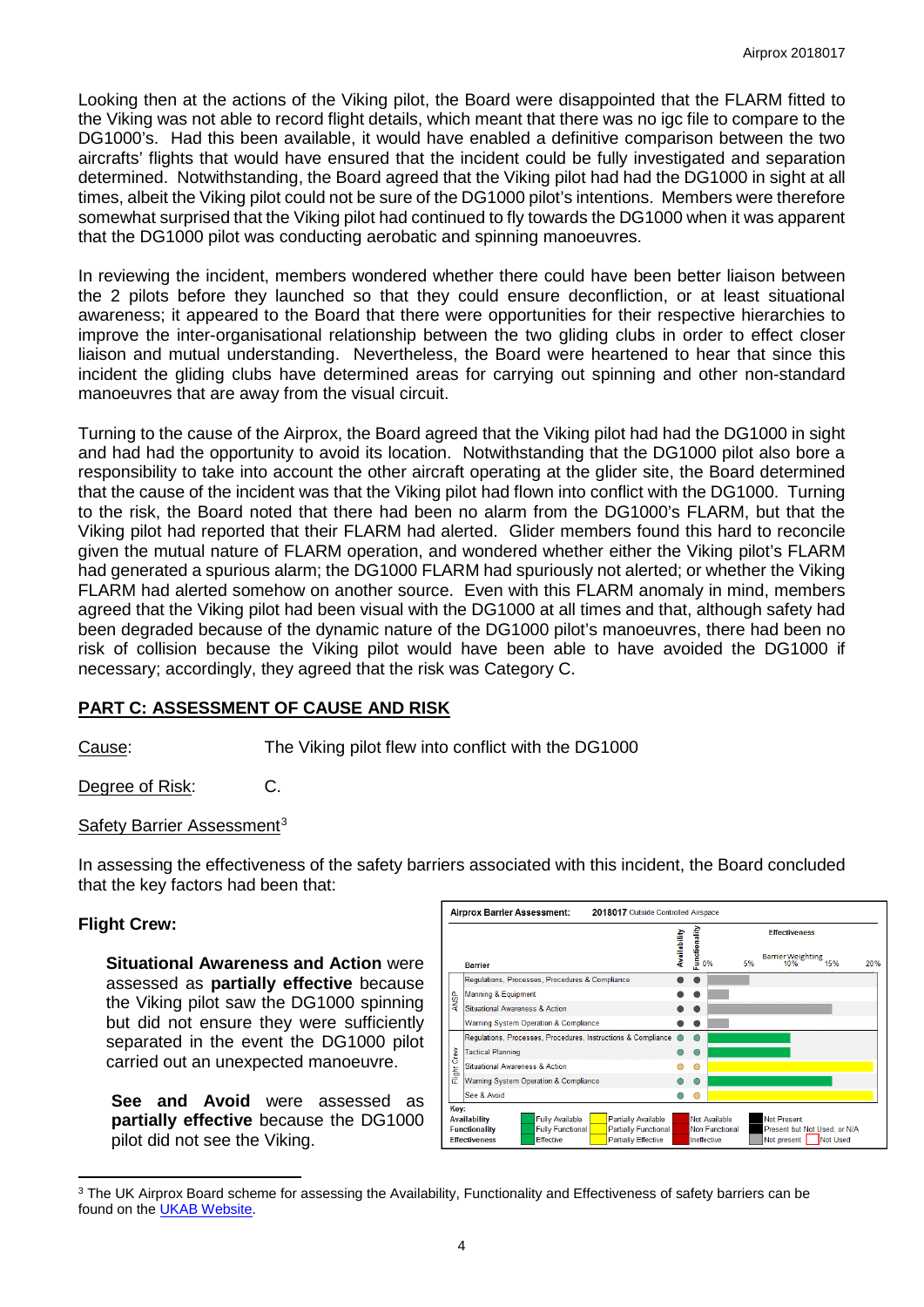Looking then at the actions of the Viking pilot, the Board were disappointed that the FLARM fitted to the Viking was not able to record flight details, which meant that there was no igc file to compare to the DG1000's. Had this been available, it would have enabled a definitive comparison between the two aircrafts' flights that would have ensured that the incident could be fully investigated and separation determined. Notwithstanding, the Board agreed that the Viking pilot had had the DG1000 in sight at all times, albeit the Viking pilot could not be sure of the DG1000 pilot's intentions. Members were therefore somewhat surprised that the Viking pilot had continued to fly towards the DG1000 when it was apparent that the DG1000 pilot was conducting aerobatic and spinning manoeuvres.

In reviewing the incident, members wondered whether there could have been better liaison between the 2 pilots before they launched so that they could ensure deconfliction, or at least situational awareness; it appeared to the Board that there were opportunities for their respective hierarchies to improve the inter-organisational relationship between the two gliding clubs in order to effect closer liaison and mutual understanding. Nevertheless, the Board were heartened to hear that since this incident the gliding clubs have determined areas for carrying out spinning and other non-standard manoeuvres that are away from the visual circuit.

Turning to the cause of the Airprox, the Board agreed that the Viking pilot had had the DG1000 in sight and had had the opportunity to avoid its location. Notwithstanding that the DG1000 pilot also bore a responsibility to take into account the other aircraft operating at the glider site, the Board determined that the cause of the incident was that the Viking pilot had flown into conflict with the DG1000. Turning to the risk, the Board noted that there had been no alarm from the DG1000's FLARM, but that the Viking pilot had reported that their FLARM had alerted. Glider members found this hard to reconcile given the mutual nature of FLARM operation, and wondered whether either the Viking pilot's FLARM had generated a spurious alarm; the DG1000 FLARM had spuriously not alerted; or whether the Viking FLARM had alerted somehow on another source. Even with this FLARM anomaly in mind, members agreed that the Viking pilot had been visual with the DG1000 at all times and that, although safety had been degraded because of the dynamic nature of the DG1000 pilot's manoeuvres, there had been no risk of collision because the Viking pilot would have been able to have avoided the DG1000 if necessary; accordingly, they agreed that the risk was Category C.

## PART C: ASSESSMENT OF CAUSE AND RISK

Cause: The Viking pilot flew into conflict with the DG1000

Degree of Risk: C.

Safety Barrier Assessment[3]

In assessing the effectiveness of the safety barriers associated with this incident, the Board concluded that the key factors had been that:

**Flight Crew:**

**Situational Awareness and Action** were assessed as **partially effective** because the Viking pilot saw the DG1000 spinning but did not ensure they were sufficiently separated in the event the DG1000 pilot carried out an unexpected manoeuvre.

**See and Avoid** were assessed as **partially effective** because the DG1000 pilot did not see the Viking.

Airprox Barrier Assessment: 2018017 Outside Controlled Airspace

Availability | Functionality | Effectiveness | Barrier Weighting 0% 5% 10% 15% 20%

Barrier

ANSP: Regulations, Processes, Procedures & Compliance; Manning & Equipment; Situational Awareness & Action; Warning System Operation & Compliance

Flight Crew: Regulations, Processes, Procedures, Instructions & Compliance; Tactical Planning; Situational Awareness & Action; Warning System Operation & Compliance; See & Avoid

Key: Availability / Functionality / Effectiveness: Fully Available / Fully Functional / Effective; Partially Available / Partially Functional / Partially Effective; Not Available / Non Functional / Ineffective; Not Present / Present but Not Used, or N/A / Not present; Not Used

[3] The UK Airprox Board scheme for assessing the Availability, Functionality and Effectiveness of safety barriers can be found on the UKAB Website.